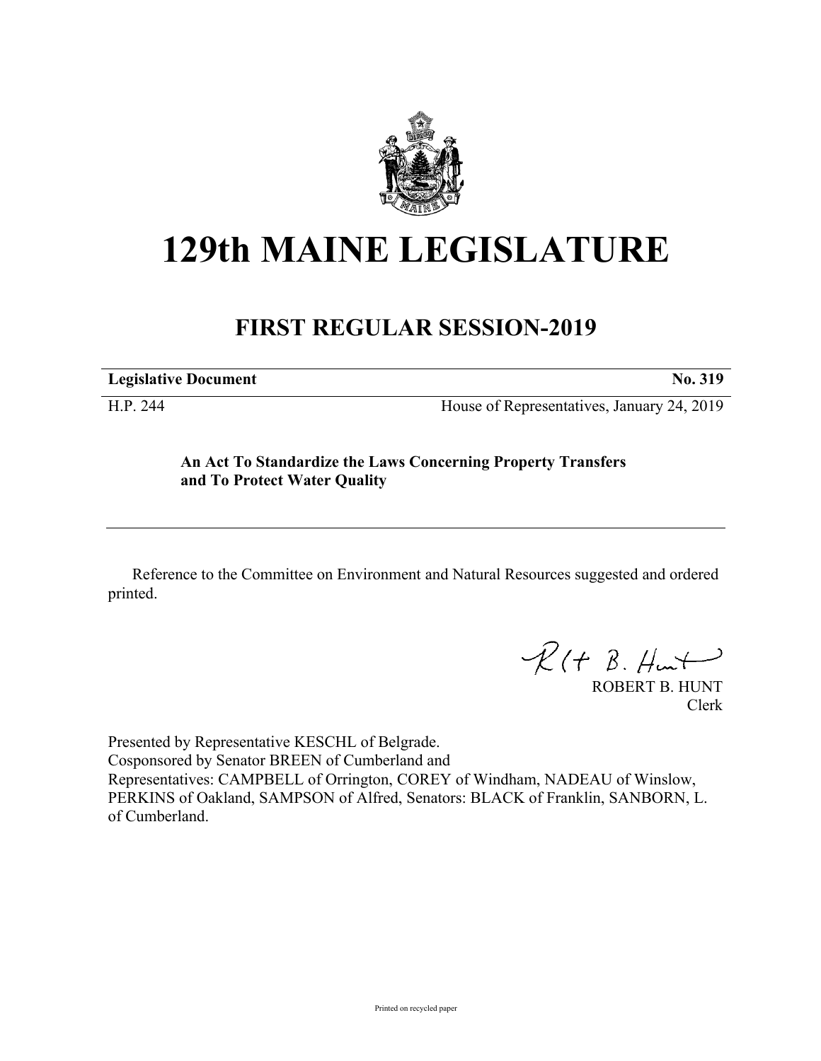# 129th MAINE LEGISLATURE

## FIRST REGULAR SESSION-2019

| **Legislative Document** | **No. 319** |
|---|---|
| H.P. 244 | House of Representatives, January 24, 2019 |

**An Act To Standardize the Laws Concerning Property Transfers and To Protect Water Quality**

Reference to the Committee on Environment and Natural Resources suggested and ordered printed.

ROBERT B. HUNT
Clerk

Presented by Representative KESCHL of Belgrade.
Cosponsored by Senator BREEN of Cumberland and
Representatives: CAMPBELL of Orrington, COREY of Windham, NADEAU of Winslow, PERKINS of Oakland, SAMPSON of Alfred, Senators: BLACK of Franklin, SANBORN, L. of Cumberland.

Printed on recycled paper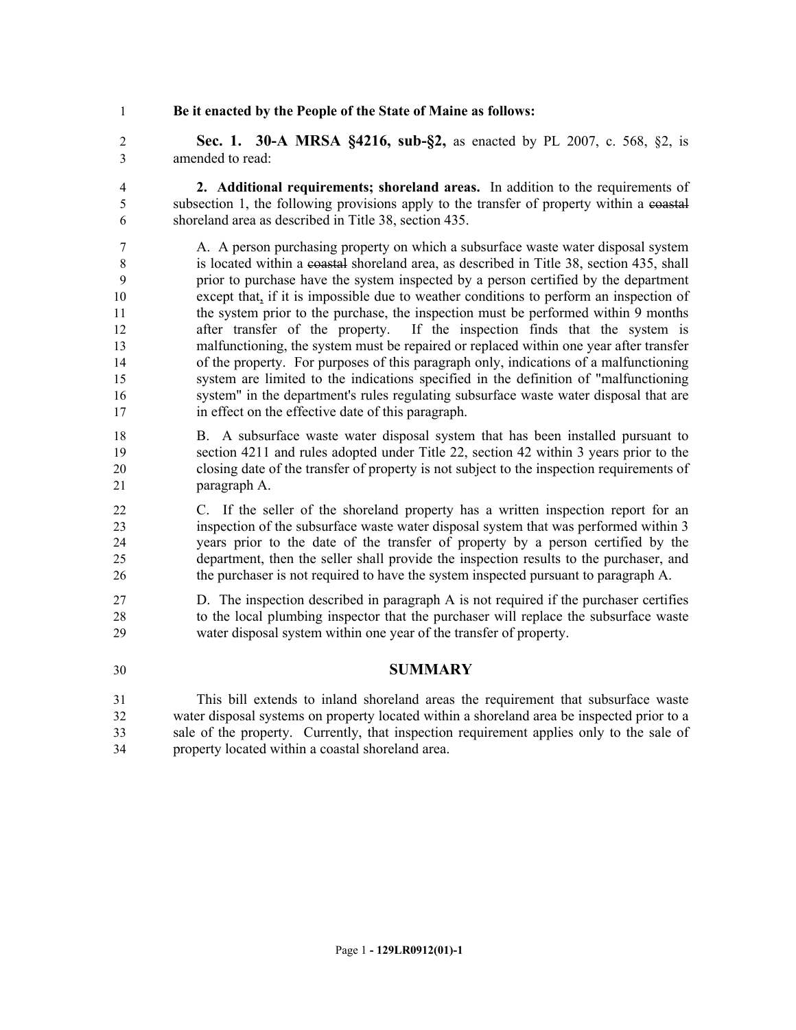**Be it enacted by the People of the State of Maine as follows:**

**Sec. 1. 30-A MRSA §4216, sub-§2,** as enacted by PL 2007, c. 568, §2, is amended to read:

**2. Additional requirements; shoreland areas.** In addition to the requirements of subsection 1, the following provisions apply to the transfer of property within a ~~coastal~~ shoreland area as described in Title 38, section 435.

A. A person purchasing property on which a subsurface waste water disposal system is located within a ~~coastal~~ shoreland area, as described in Title 38, section 435, shall prior to purchase have the system inspected by a person certified by the department except that, if it is impossible due to weather conditions to perform an inspection of the system prior to the purchase, the inspection must be performed within 9 months after transfer of the property. If the inspection finds that the system is malfunctioning, the system must be repaired or replaced within one year after transfer of the property. For purposes of this paragraph only, indications of a malfunctioning system are limited to the indications specified in the definition of "malfunctioning system" in the department's rules regulating subsurface waste water disposal that are in effect on the effective date of this paragraph.

B. A subsurface waste water disposal system that has been installed pursuant to section 4211 and rules adopted under Title 22, section 42 within 3 years prior to the closing date of the transfer of property is not subject to the inspection requirements of paragraph A.

C. If the seller of the shoreland property has a written inspection report for an inspection of the subsurface waste water disposal system that was performed within 3 years prior to the date of the transfer of property by a person certified by the department, then the seller shall provide the inspection results to the purchaser, and the purchaser is not required to have the system inspected pursuant to paragraph A.

D. The inspection described in paragraph A is not required if the purchaser certifies to the local plumbing inspector that the purchaser will replace the subsurface waste water disposal system within one year of the transfer of property.

## SUMMARY

This bill extends to inland shoreland areas the requirement that subsurface waste water disposal systems on property located within a shoreland area be inspected prior to a sale of the property. Currently, that inspection requirement applies only to the sale of property located within a coastal shoreland area.